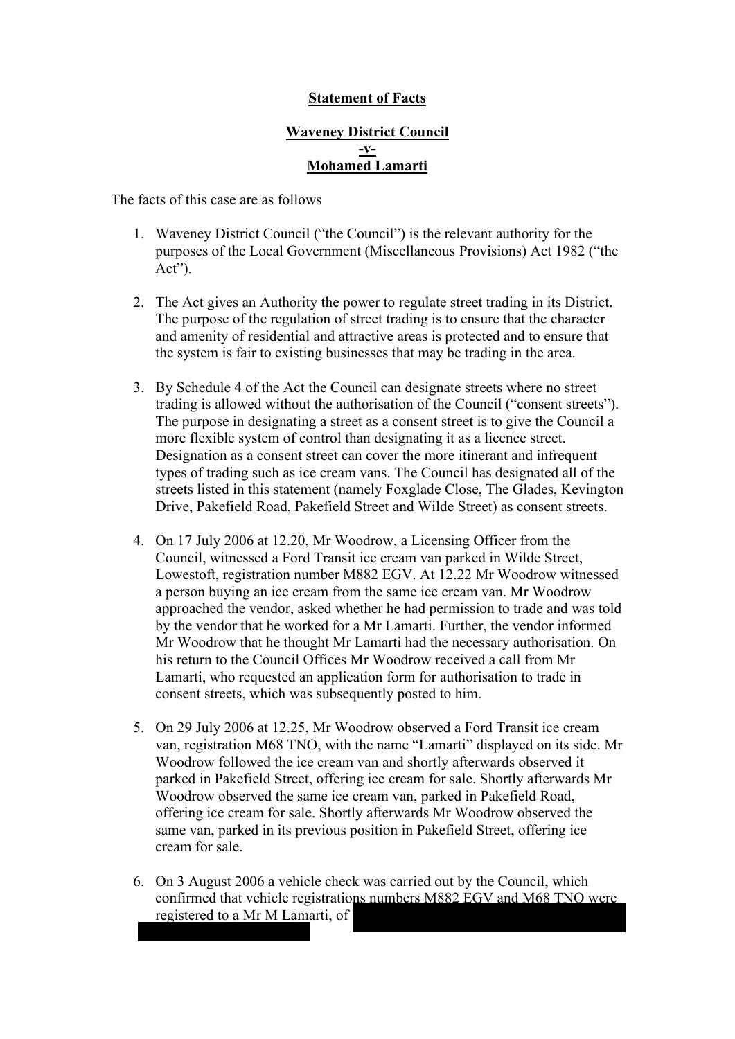**Statement of Facts**

**Waveney District Council**
**-v-**
**Mohamed Lamarti**

The facts of this case are as follows

1. Waveney District Council ("the Council") is the relevant authority for the purposes of the Local Government (Miscellaneous Provisions) Act 1982 ("the Act").

2. The Act gives an Authority the power to regulate street trading in its District. The purpose of the regulation of street trading is to ensure that the character and amenity of residential and attractive areas is protected and to ensure that the system is fair to existing businesses that may be trading in the area.

3. By Schedule 4 of the Act the Council can designate streets where no street trading is allowed without the authorisation of the Council ("consent streets"). The purpose in designating a street as a consent street is to give the Council a more flexible system of control than designating it as a licence street. Designation as a consent street can cover the more itinerant and infrequent types of trading such as ice cream vans. The Council has designated all of the streets listed in this statement (namely Foxglade Close, The Glades, Kevington Drive, Pakefield Road, Pakefield Street and Wilde Street) as consent streets.

4. On 17 July 2006 at 12.20, Mr Woodrow, a Licensing Officer from the Council, witnessed a Ford Transit ice cream van parked in Wilde Street, Lowestoft, registration number M882 EGV. At 12.22 Mr Woodrow witnessed a person buying an ice cream from the same ice cream van. Mr Woodrow approached the vendor, asked whether he had permission to trade and was told by the vendor that he worked for a Mr Lamarti. Further, the vendor informed Mr Woodrow that he thought Mr Lamarti had the necessary authorisation. On his return to the Council Offices Mr Woodrow received a call from Mr Lamarti, who requested an application form for authorisation to trade in consent streets, which was subsequently posted to him.

5. On 29 July 2006 at 12.25, Mr Woodrow observed a Ford Transit ice cream van, registration M68 TNO, with the name "Lamarti" displayed on its side. Mr Woodrow followed the ice cream van and shortly afterwards observed it parked in Pakefield Street, offering ice cream for sale. Shortly afterwards Mr Woodrow observed the same ice cream van, parked in Pakefield Road, offering ice cream for sale. Shortly afterwards Mr Woodrow observed the same van, parked in its previous position in Pakefield Street, offering ice cream for sale.

6. On 3 August 2006 a vehicle check was carried out by the Council, which confirmed that vehicle registrations numbers M882 EGV and M68 TNO were registered to a Mr M Lamarti, of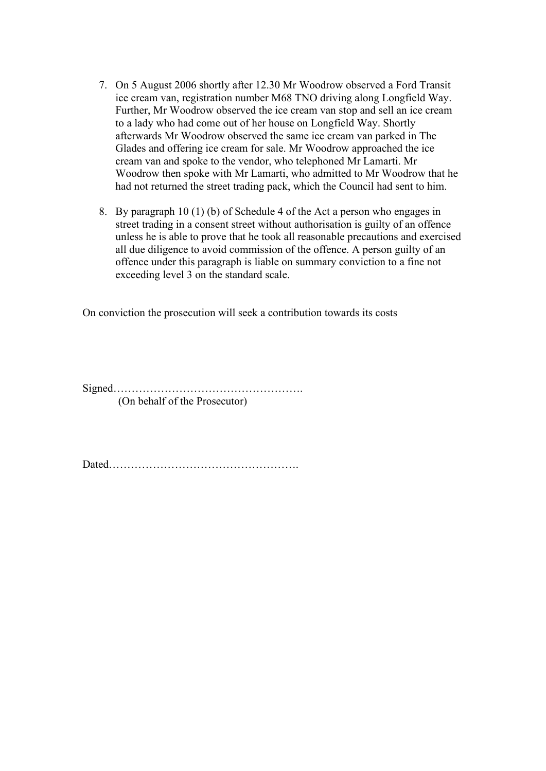7. On 5 August 2006 shortly after 12.30 Mr Woodrow observed a Ford Transit ice cream van, registration number M68 TNO driving along Longfield Way. Further, Mr Woodrow observed the ice cream van stop and sell an ice cream to a lady who had come out of her house on Longfield Way. Shortly afterwards Mr Woodrow observed the same ice cream van parked in The Glades and offering ice cream for sale. Mr Woodrow approached the ice cream van and spoke to the vendor, who telephoned Mr Lamarti. Mr Woodrow then spoke with Mr Lamarti, who admitted to Mr Woodrow that he had not returned the street trading pack, which the Council had sent to him.

8. By paragraph 10 (1) (b) of Schedule 4 of the Act a person who engages in street trading in a consent street without authorisation is guilty of an offence unless he is able to prove that he took all reasonable precautions and exercised all due diligence to avoid commission of the offence. A person guilty of an offence under this paragraph is liable on summary conviction to a fine not exceeding level 3 on the standard scale.

On conviction the prosecution will seek a contribution towards its costs

Signed…………………………………………….
(On behalf of the Prosecutor)

Dated…………………………………………….